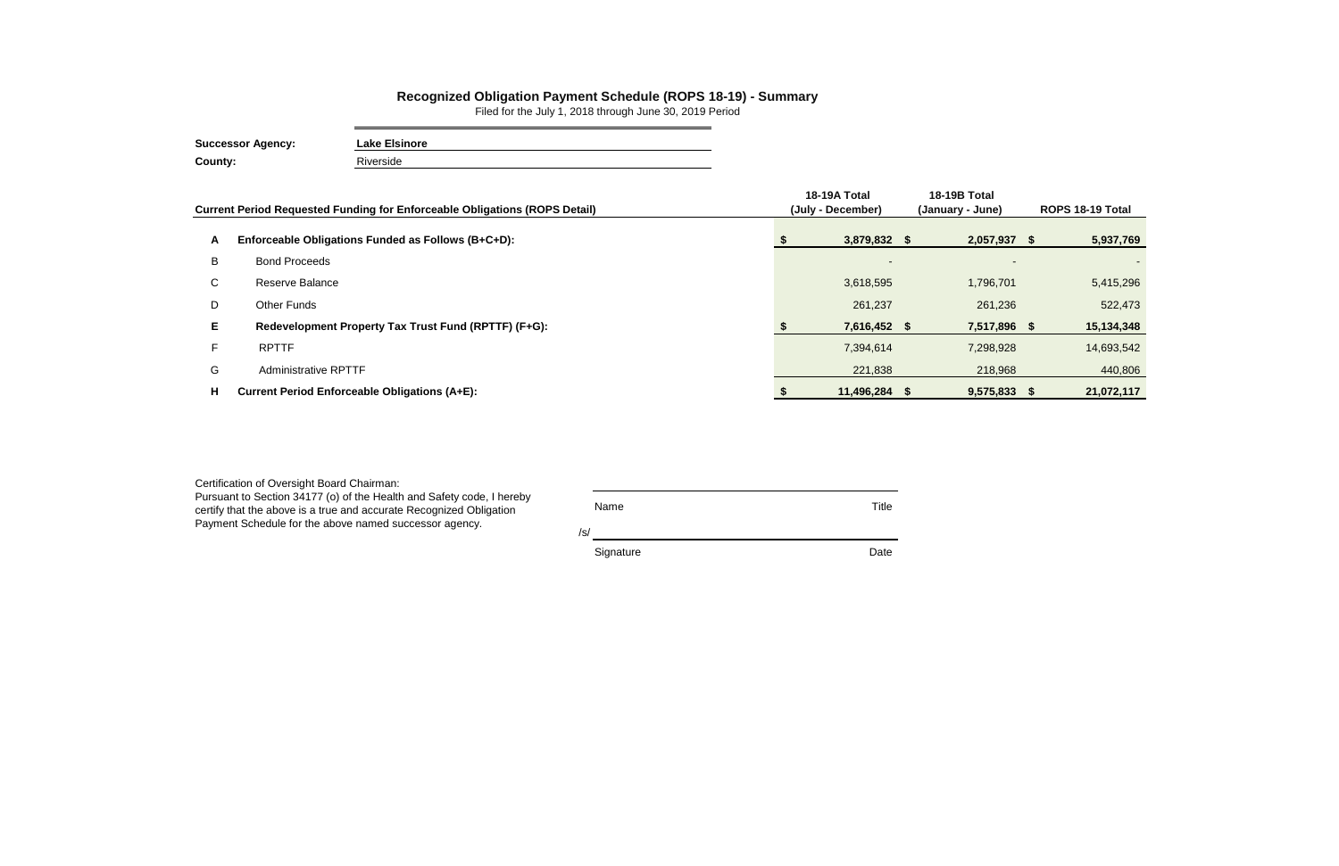# Recognized Obligation Payment Schedule (ROPS 18-19) - Summary

Filed for the July 1, 2018 through June 30, 2019 Period

**Successor Agency:** **Lake Elsinore**
**County:** Riverside

| | **Current Period Requested Funding for Enforceable Obligations (ROPS Detail)** | **18-19A Total (July - December)** | **18-19B Total (January - June)** | **ROPS 18-19 Total** |
|---|---|---|---|---|
| **A** | **Enforceable Obligations Funded as Follows (B+C+D):** | **$ 3,879,832** | **$ 2,057,937** | **$ 5,937,769** |
| B | Bond Proceeds | - | - | - |
| C | Reserve Balance | 3,618,595 | 1,796,701 | 5,415,296 |
| D | Other Funds | 261,237 | 261,236 | 522,473 |
| **E** | **Redevelopment Property Tax Trust Fund (RPTTF) (F+G):** | **$ 7,616,452** | **$ 7,517,896** | **$ 15,134,348** |
| F | RPTTF | 7,394,614 | 7,298,928 | 14,693,542 |
| G | Administrative RPTTF | 221,838 | 218,968 | 440,806 |
| **H** | **Current Period Enforceable Obligations (A+E):** | **$ 11,496,284** | **$ 9,575,833** | **$ 21,072,117** |

Certification of Oversight Board Chairman:
Pursuant to Section 34177 (o) of the Health and Safety code, I hereby certify that the above is a true and accurate Recognized Obligation Payment Schedule for the above named successor agency.

| Name | Title |
|---|---|
| /s/ | |
| Signature | Date |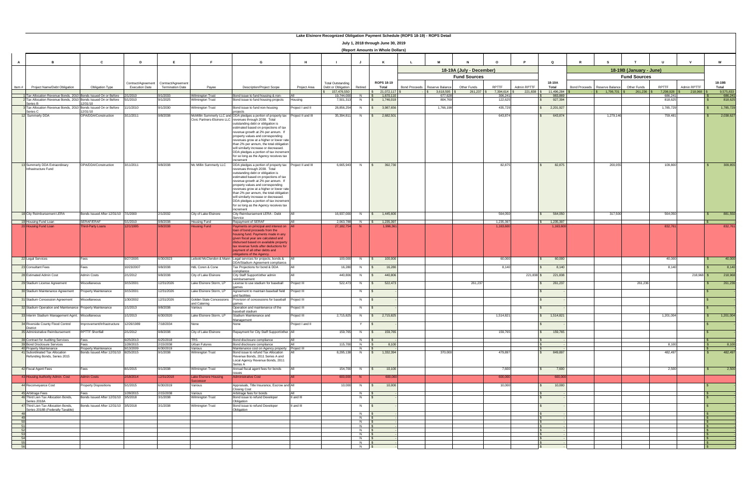# Lake Elsinore Recognized Obligation Payment Schedule (ROPS 18-19) - ROPS Detail

## July 1, 2018 through June 30, 2019

### (Report Amounts in Whole Dollars)

| A | B | C | D | E | F | G | H | I | J | K | L | M | N | O | P | Q | R | S | T | U | V | W |
|---|---|---|---|---|---|---|---|---|---|---|---|---|---|---|---|---|---|---|---|---|---|---|
| | | | | | | | | | | | 18-19A (July - December) | | | | | | 18-19B (January - June) | | | | | |
| | | | | | | | | | | | Fund Sources | | | | | | Fund Sources | | | | | |
| Item # | Project Name/Debt Obligation | Obligation Type | Contract/Agreement Execution Date | Contract/Agreement Termination Date | Payee | Description/Project Scope | Project Area | Total Outstanding Debt or Obligation | Retired | ROPS 18-19 Total | Bond Proceeds | Reserve Balance | Other Funds | RPTTF | Admin RPTTF | 18-19A Total | Bond Proceeds | Reserve Balance | Other Funds | RPTTF | Admin RPTTF | 18-19B Total |
| | | | | | | | | $ 157,476,550 | | $ 21,072,117 | $ - | $ 3,618,595 | $ 261,237 | $ 7,394,614 | $ 221,838 | $ 11,496,284 | $ - | $ 1,796,701 | $ 261,236 | $ 7,298,928 | $ 218,968 | $ 9,575,833 |
| 1 | Tax Allocation Revenue Bonds, 2010 Series A | Bonds Issued On or Before 12/31/10 | 2/1/2010 | 9/1/2033 | Wilmington Trust | Bond issue to fund housing & non- | All | 19,744,090 | N | $ 1,670,110 | | 677,628 | | 306,241 | | $ 983,869 | | | | 686,241 | | $ 686,241 |
| 2 | Tax Allocation Revenue Bonds, 2010 Series B | Bonds Issued On or Before 12/31/10 | 5/1/2010 | 9/1/2025 | Wilmington Trust | Bond issue to fund housing projects | Housing | 7,501,313 | N | $ 1,746,019 | | 804,769 | | 122,625 | | $ 927,394 | | | | 818,625 | | $ 818,625 |
| 3 | Tax Allocation Revenue Bonds, 2010 Series C | Bonds Issued On or Before 12/31/10 | 11/1/2010 | 9/1/2030 | Wilmington Trust | Bond issue to fund non-housing projects | Project I and II | 28,856,254 | N | $ 3,987,656 | | 1,766,198 | | 435,729 | | $ 2,201,927 | | | | 1,785,729 | | $ 1,785,729 |
| 12 | Summerly DDA | OPA/DDA/Construction | 3/11/2011 | 9/8/2038 | McMillin Summerly LLC and Civic Partners-Elsinore LLC | DDA pledges a portion of property tax revenues through 2038. Total outstanding debt or obligation is estimated based on projections of tax revenue growth at 2% per annum. If property values and corresponding revenues grow at a higher or lower rate than 2% per annum, the total obligation will similarly increase or decreased. DDA pledges a portion of tax increment for so long as the Agency receives tax increment | Project II and III | 35,394,811 | N | $ 2,682,501 | | | | 643,874 | | $ 643,874 | | 1,279,146 | | 759,481 | | $ 2,038,627 |
| 13 | Summerly DDA Extraordinary Infrastructure Fund | OPA/DDA/Construction | 3/11/2011 | 9/8/2038 | Mc Millin Summerly LLC | DDA pledges a portion of property tax revenues through 2038. Total outstanding debt or obligation is estimated based on projections of tax revenue growth at 2% per annum. If property values and corresponding revenues grow at a higher or lower rate than 2% per annum, the total obligation will similarly increase or decreased. DDA pledges a portion of tax increment for so long as the Agency receives tax increment | Project II and III | 6,665,943 | N | $ 392,730 | | | | 82,875 | | $ 82,875 | | 200,055 | | 109,800 | | $ 309,855 |
| 18 | City Reimbursement LERA | Bonds Issued After 12/31/10 | 7/1/2000 | 2/1/2032 | City of Lake Elsinore | City Reimbursement LERA - Debt Service | All | 16,937,000 | N | $ 1,445,600 | | | | 564,050 | | $ 564,050 | | 317,500 | | 564,050 | | $ 881,550 |
| 19 | Housing Fund Loan | SERAF/ERAF | 5/1/2010 | 9/8/2038 | Housing Fund | Repayment of SERAF | All | 2,063,788 | N | $ 1,235,397 | | | | 1,235,397 | | $ 1,235,397 | | | | | | $ - |
| 20 | Housing Fund Loan | Third-Party Loans | 12/1/1995 | 9/8/2038 | Housing Fund | Payments on principal and interest on loan of bond proceeds from the housing fund. Payments made in any given fiscal year are calculated and disbursed based on available property tax revenue funds after deductions for payment of all other debts and obligations of the Agency. | All | 27,182,754 | N | 1,996,361 | | | | 1,163,600 | | 1,163,600 | | | | 832,761 | | 832,761 |
| 22 | Legal Services | Fees | 9/27/2005 | 6/30/2023 | Leibold McClendon & Mann | Legal services for projects, bonds & DDA/Stadium Agreement compliance. | All | 100,000 | N | $ 100,000 | | | | 60,000 | | $ 60,000 | | | | 40,000 | | $ 40,000 |
| 23 | Consultant Fees | Fees | 10/23/2007 | 9/8/2038 | HdL Coren & Cone | Tax Projections for bond & DDA compliance | All | 16,280 | N | $ 16,280 | | | | 8,140 | | $ 8,140 | | | | 8,140 | | $ 8,140 |
| 28 | Estimated Admin Cost | Admin Costs | 2/1/2012 | 9/8/2038 | City of Lake Elsinore | City Staff Support/other admin reimbursement | All | 440,806 | N | $ 440,806 | | | | | 221,838 | $ 221,838 | | | | | 218,968 | $ 218,968 |
| 29 | Stadium License Agreement | Miscellaneous | 3/15/2001 | 12/31/2026 | Lake Elsinore Storm, LP | License to use stadium for baseball games | Project III | 522,473 | N | $ 522,473 | | | 261,237 | | | $ 261,237 | | | 261,236 | | | $ 261,236 |
| 30 | Stadium Maintenance Agreement | Property Maintenance | 3/15/2001 | 12/31/2026 | Lake Elsinore Storm, LP | Agreement to maintain baseball field and facilities | Project III | | N | $ - | | | | | | $ - | | | | | | $ - |
| 31 | Stadium Concession Agreement | Miscellaneous | 1/30/2002 | 12/31/2026 | Golden State Concessions and Catering | Provision of concessions for baseball games | Project III | | N | $ - | | | | | | $ - | | | | | | $ - |
| 32 | Stadium Operation and Maintenance | Property Maintenance | 1/1/2013 | 9/8/2038 | Various | Operation and maintenance of the baseball stadium | Project III | | N | $ - | | | | | | $ - | | | | | | $ - |
| 33 | Interim Stadium Management Agmt. | Miscellaneous | 1/1/2013 | 6/30/2020 | Lake Elsinore Storm, LP | Stadium Maintenance and Management | Project III | 2,715,825 | N | $ 2,715,825 | | | | 1,514,821 | | $ 1,514,821 | | | | 1,201,004 | | $ 1,201,004 |
| 34 | Riverside County Flood Control District | Improvement/Infrastructure | 12/26/1989 | 7/18/2034 | None | None | Project I and II | | Y | $ - | | | | | | $ - | | | | | | $ - |
| 35 | Administrative Reimbursement | RPTTF Shortfall | 2/1/2012 | 9/8/2038 | City of Lake Elsinore | Repayment for City Staff Support/other | All | 159,765 | N | $ 159,765 | | | | 159,765 | | $ 159,765 | | | | | | $ - |
| 38 | Contract for Auditing Services | Fees | 6/25/2013 | 6/25/2018 | THS | Bond disclosure compliance | All | | N | $ - | | | | | | $ - | | | | | | $ - |
| 39 | Bond Disclosure Services | Fees | 1/28/2015 | 2/15/2038 | Urban Futures | Bond disclosure compliance | All | 115,700 | N | $ 8,100 | | | | | | $ - | | | | 8,100 | | $ 8,100 |
| 40 | Property Maintenance | Property Maintenance | 9/13/2009 | 6/30/2019 | Various | Maintenance cost on Agency property | Project III | | N | $ - | | | | | | $ - | | | | | | $ - |
| 41 | Subordinated Tax Allocation Refunding Bonds, Series 2015 | Bonds Issued After 12/31/10 | 8/25/2015 | 9/1/2038 | Wilmington Trust | Bond issue to refund Tax Allocation Revenue Bonds, 2011 Series A and Local Agency Revenue Bonds, 2011 Series A | All | 8,295,138 | N | $ 1,332,394 | | 370,000 | | 479,897 | | $ 849,897 | | | | 482,497 | | $ 482,497 |
| 42 | Fiscal Agent Fees | Fees | 8/1/2015 | 9/1/2038 | Wilmington Trust | Annual fiscal agent fees for bonds issues | All | 154,700 | N | $ 10,100 | | | | 7,600 | | $ 7,600 | | | | 2,500 | | $ 2,500 |
| 43 | Housing Authority Admin. Cost | Admin Costs | 2/18/2014 | 12/31/2018 | Lake Elsinore Housing Successor | Administrative Cost | All | 600,000 | N | 600,000 | | | | 600,000 | | 600,000 | | | | | | |
| 44 | Reconveyance Cost | Property Dispositions | 5/1/2015 | 6/30/2019 | Various | Appraisals, Title Insurance, Escrow and Closing Cost | All | 10,000 | N | $ 10,000 | | | | 10,000 | | $ 10,000 | | | | | | $ - |
| 45 | Arbitrage Fees | Fees | 1/28/2015 | 2/15/2038 | Various | Arbitrage fees for bonds | All | | N | $ - | | | | | | $ - | | | | | | $ - |
| 46 | Third Lien Tax Allocation Bonds, Series 2018A | Bonds Issued After 12/31/10 | 3/5/2018 | 3/1/2038 | Wilmington Trust | Bond issue to refund Developer Obligation | II and III | | N | $ - | | | | | | $ - | | | | | | $ - |
| 47 | Third Lien Tax Allocation Bonds, Series 2018B (Federally Taxable) | Bonds Issued After 12/31/10 | 3/5/2018 | 3/1/2038 | Wilmington Trust | Bond issue to refund Developer Obligation | II and III | | N | $ - | | | | | | $ - | | | | | | $ - |
| 48 | | | | | | | | | N | $ - | | | | | | $ - | | | | | | $ - |
| 49 | | | | | | | | | N | $ - | | | | | | $ - | | | | | | $ - |
| 50 | | | | | | | | | N | $ - | | | | | | $ - | | | | | | $ - |
| 51 | | | | | | | | | N | $ - | | | | | | $ - | | | | | | $ - |
| 52 | | | | | | | | | N | $ - | | | | | | $ - | | | | | | $ - |
| 53 | | | | | | | | | N | $ - | | | | | | $ - | | | | | | $ - |
| 54 | | | | | | | | | N | $ - | | | | | | $ - | | | | | | $ - |
| 55 | | | | | | | | | N | $ - | | | | | | $ - | | | | | | $ - |
| 56 | | | | | | | | | N | $ - | | | | | | $ - | | | | | | $ - |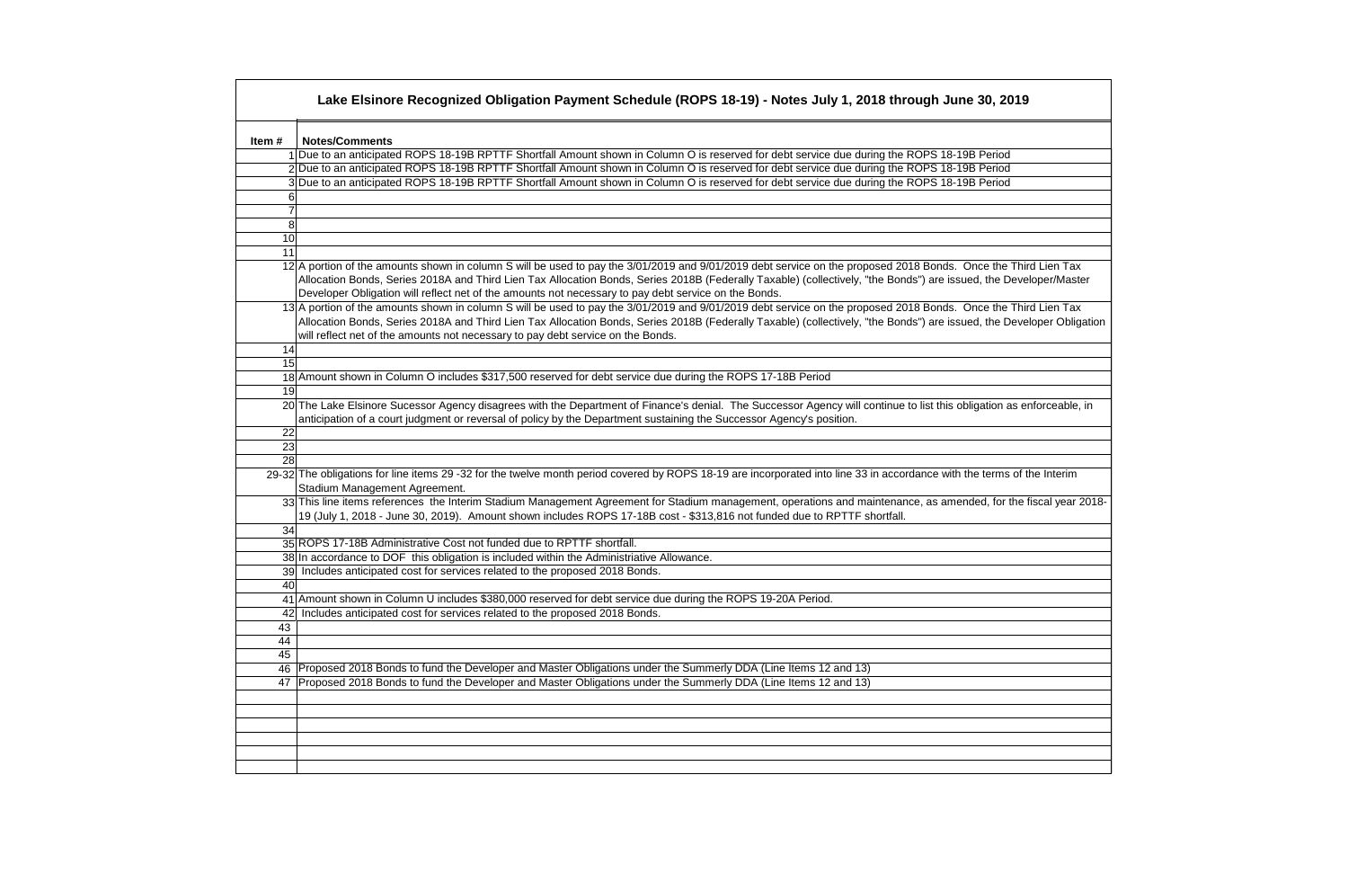## Lake Elsinore Recognized Obligation Payment Schedule (ROPS 18-19) - Notes July 1, 2018 through June 30, 2019

| Item # | Notes/Comments |
|---|---|
| 1 | Due to an anticipated ROPS 18-19B RPTTF Shortfall Amount shown in Column O is reserved for debt service due during the ROPS 18-19B Period |
| 2 | Due to an anticipated ROPS 18-19B RPTTF Shortfall Amount shown in Column O is reserved for debt service due during the ROPS 18-19B Period |
| 3 | Due to an anticipated ROPS 18-19B RPTTF Shortfall Amount shown in Column O is reserved for debt service due during the ROPS 18-19B Period |
| 6 | |
| 7 | |
| 8 | |
| 10 | |
| 11 | |
| 12 | A portion of the amounts shown in column S will be used to pay the 3/01/2019 and 9/01/2019 debt service on the proposed 2018 Bonds. Once the Third Lien Tax Allocation Bonds, Series 2018A and Third Lien Tax Allocation Bonds, Series 2018B (Federally Taxable) (collectively, "the Bonds") are issued, the Developer/Master Developer Obligation will reflect net of the amounts not necessary to pay debt service on the Bonds. |
| 13 | A portion of the amounts shown in column S will be used to pay the 3/01/2019 and 9/01/2019 debt service on the proposed 2018 Bonds. Once the Third Lien Tax Allocation Bonds, Series 2018A and Third Lien Tax Allocation Bonds, Series 2018B (Federally Taxable) (collectively, "the Bonds") are issued, the Developer Obligation will reflect net of the amounts not necessary to pay debt service on the Bonds. |
| 14 | |
| 15 | |
| 18 | Amount shown in Column O includes $317,500 reserved for debt service due during the ROPS 17-18B Period |
| 19 | |
| 20 | The Lake Elsinore Sucessor Agency disagrees with the Department of Finance's denial. The Successor Agency will continue to list this obligation as enforceable, in anticipation of a court judgment or reversal of policy by the Department sustaining the Successor Agency's position. |
| 22 | |
| 23 | |
| 28 | |
| 29-32 | The obligations for line items 29 -32 for the twelve month period covered by ROPS 18-19 are incorporated into line 33 in accordance with the terms of the Interim Stadium Management Agreement. |
| 33 | This line items references the Interim Stadium Management Agreement for Stadium management, operations and maintenance, as amended, for the fiscal year 2018-19 (July 1, 2018 - June 30, 2019). Amount shown includes ROPS 17-18B cost - $313,816 not funded due to RPTTF shortfall. |
| 34 | |
| 35 | ROPS 17-18B Administrative Cost not funded due to RPTTF shortfall. |
| 38 | In accordance to DOF this obligation is included within the Administriative Allowance. |
| 39 | Includes anticipated cost for services related to the proposed 2018 Bonds. |
| 40 | |
| 41 | Amount shown in Column U includes $380,000 reserved for debt service due during the ROPS 19-20A Period. |
| 42 | Includes anticipated cost for services related to the proposed 2018 Bonds. |
| 43 | |
| 44 | |
| 45 | |
| 46 | Proposed 2018 Bonds to fund the Developer and Master Obligations under the Summerly DDA (Line Items 12 and 13) |
| 47 | Proposed 2018 Bonds to fund the Developer and Master Obligations under the Summerly DDA (Line Items 12 and 13) |
| | |
| | |
| | |
| | |
| | |
| | |